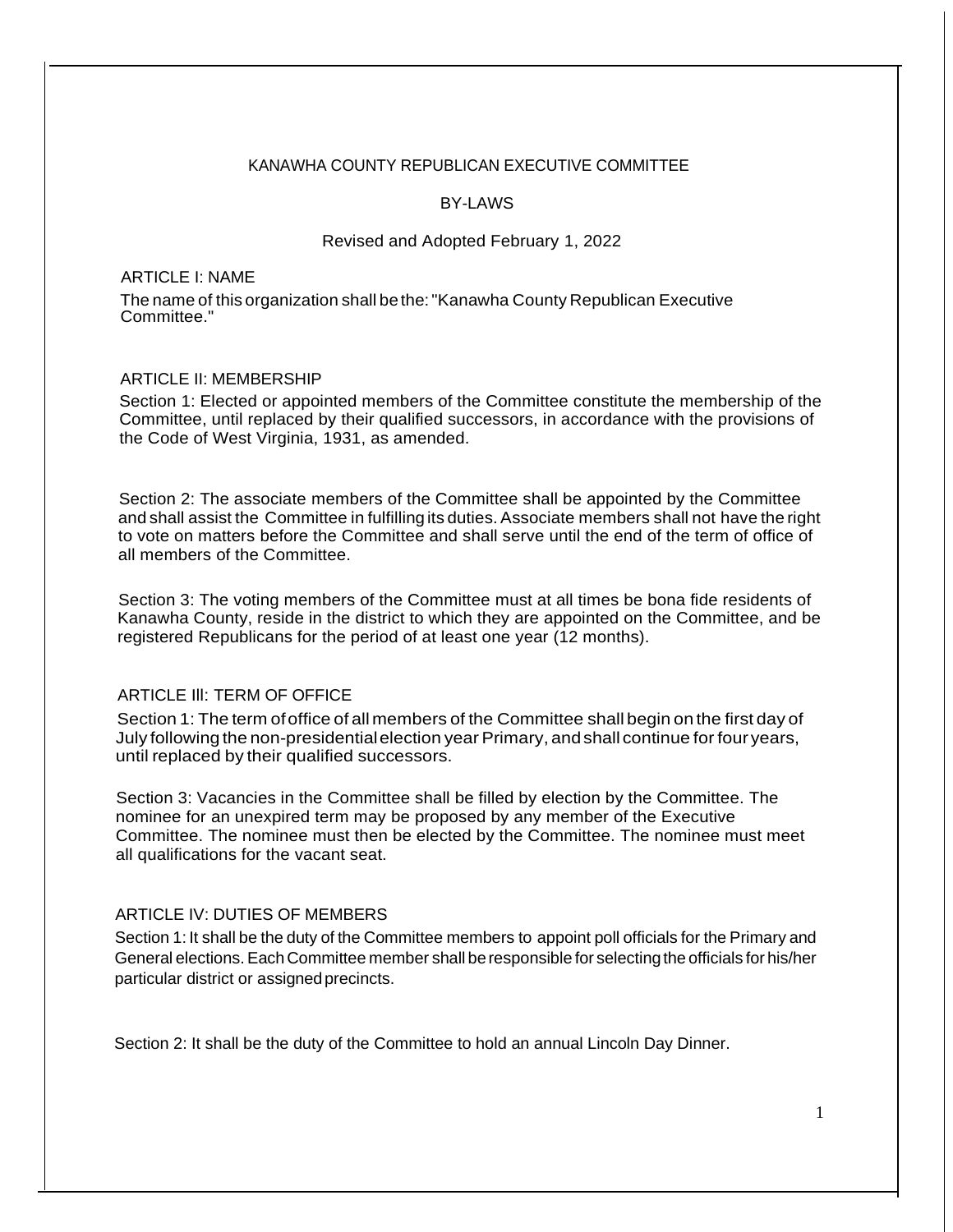# KANAWHA COUNTY REPUBLICAN EXECUTIVE COMMITTEE

## BY-LAWS

Revised and Adopted February 1, 2022

### ARTICLE I: NAME

The name of this organization shall be the: "Kanawha County Republican Executive Committee."

### ARTICLE II: MEMBERSHIP

Section 1: Elected or appointed members of the Committee constitute the membership of the Committee, until replaced by their qualified successors, in accordance with the provisions of the Code of West Virginia, 1931, as amended.

Section 2: The associate members of the Committee shall be appointed by the Committee and shall assist the Committee in fulfilling its duties. Associate members shall not have the right to vote on matters before the Committee and shall serve until the end of the term of office of all members of the Committee.

Section 3: The voting members of the Committee must at all times be bona fide residents of Kanawha County, reside in the district to which they are appointed on the Committee, and be registered Republicans for the period of at least one year (12 months).

### ARTICLE III: TERM OF OFFICE

Section 1: The term of office of all members of the Committee shall begin on the first day of July following the non-presidential election year Primary, and shall continue for four years, until replaced by their qualified successors.

Section 3: Vacancies in the Committee shall be filled by election by the Committee. The nominee for an unexpired term may be proposed by any member of the Executive Committee. The nominee must then be elected by the Committee. The nominee must meet all qualifications for the vacant seat.

### ARTICLE IV: DUTIES OF MEMBERS

Section 1: It shall be the duty of the Committee members to appoint poll officials for the Primary and General elections. Each Committee member shall be responsible for selecting the officials for his/her particular district or assigned precincts.

Section 2: It shall be the duty of the Committee to hold an annual Lincoln Day Dinner.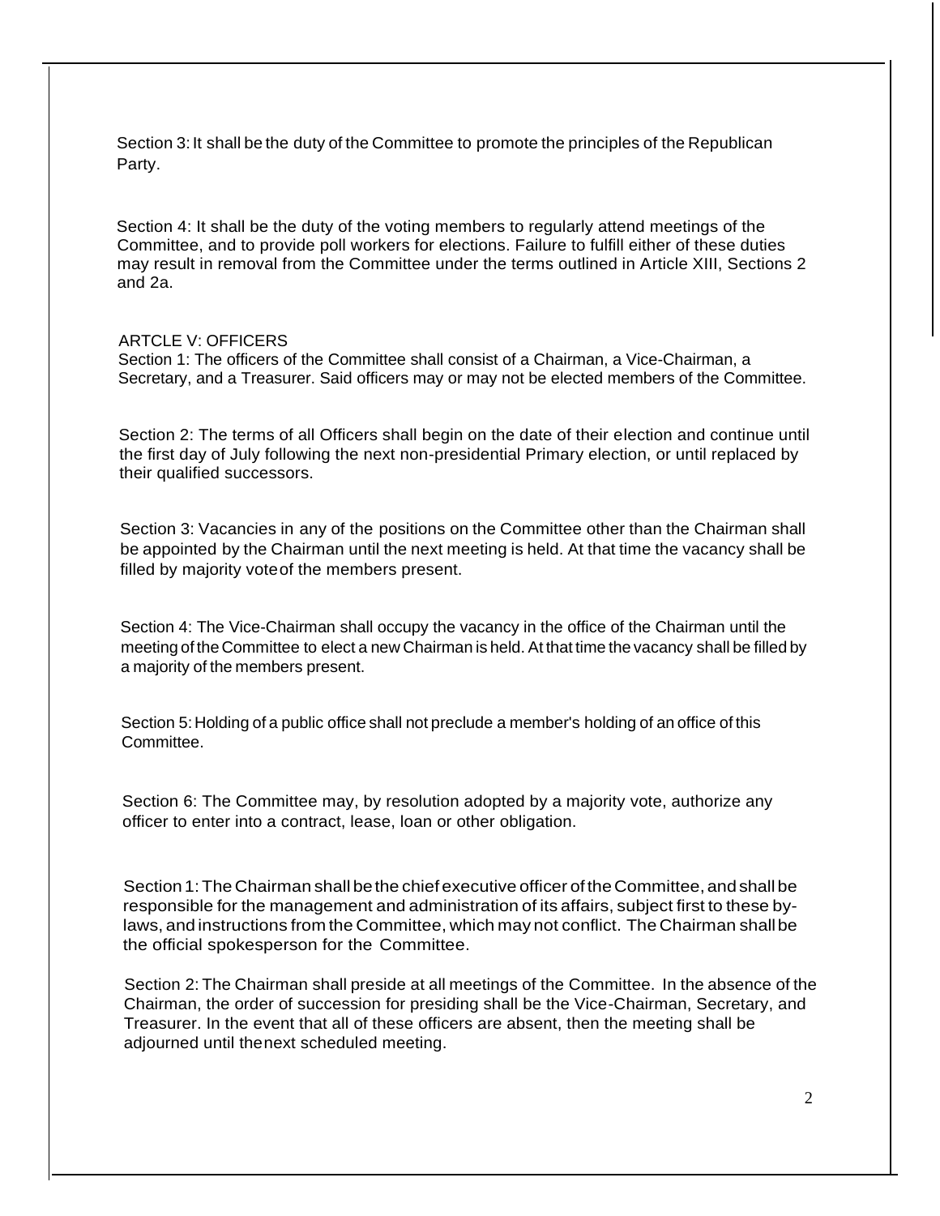Section 3: It shall be the duty of the Committee to promote the principles of the Republican Party.

Section 4: It shall be the duty of the voting members to regularly attend meetings of the Committee, and to provide poll workers for elections. Failure to fulfill either of these duties may result in removal from the Committee under the terms outlined in Article XIII, Sections 2 and 2a.

## ARTCLE V: OFFICERS

Section 1: The officers of the Committee shall consist of a Chairman, a Vice-Chairman, a Secretary, and a Treasurer. Said officers may or may not be elected members of the Committee.

Section 2: The terms of all Officers shall begin on the date of their election and continue until the first day of July following the next non-presidential Primary election, or until replaced by their qualified successors.

Section 3: Vacancies in any of the positions on the Committee other than the Chairman shall be appointed by the Chairman until the next meeting is held. At that time the vacancy shall be filled by majority vote of the members present.

Section 4: The Vice-Chairman shall occupy the vacancy in the office of the Chairman until the meeting of the Committee to elect a new Chairman is held. At that time the vacancy shall be filled by a majority of the members present.

Section 5: Holding of a public office shall not preclude a member's holding of an office of this Committee.

Section 6: The Committee may, by resolution adopted by a majority vote, authorize any officer to enter into a contract, lease, loan or other obligation.

Section 1: The Chairman shall be the chief executive officer of the Committee, and shall be responsible for the management and administration of its affairs, subject first to these by-laws, and instructions from the Committee, which may not conflict. The Chairman shall be the official spokesperson for the Committee.

Section 2: The Chairman shall preside at all meetings of the Committee. In the absence of the Chairman, the order of succession for presiding shall be the Vice-Chairman, Secretary, and Treasurer. In the event that all of these officers are absent, then the meeting shall be adjourned until the next scheduled meeting.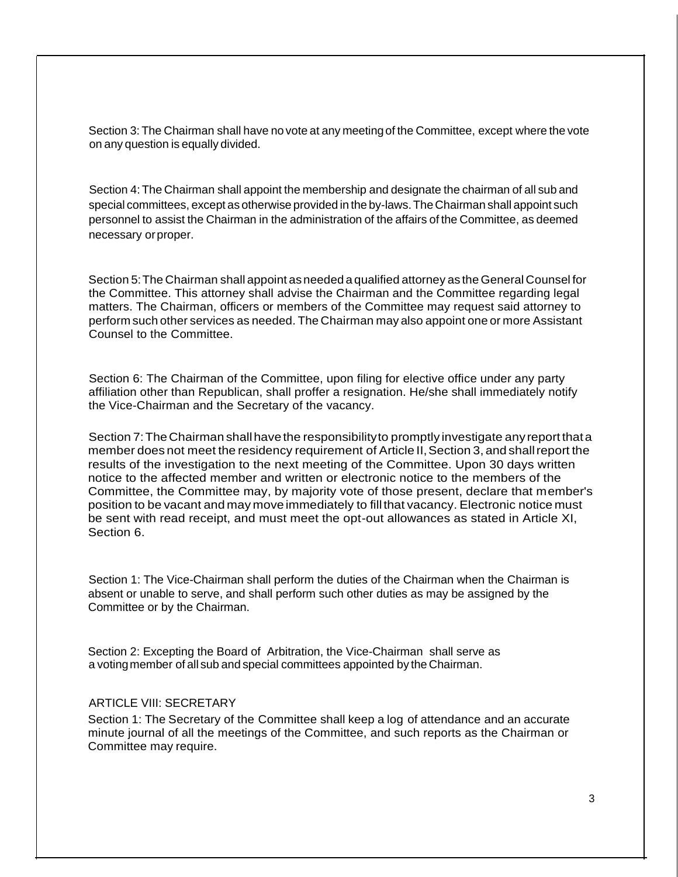Section 3: The Chairman shall have no vote at any meeting of the Committee, except where the vote on any question is equally divided.

Section 4: The Chairman shall appoint the membership and designate the chairman of all sub and special committees, except as otherwise provided in the by-laws. The Chairman shall appoint such personnel to assist the Chairman in the administration of the affairs of the Committee, as deemed necessary or proper.

Section 5: The Chairman shall appoint as needed a qualified attorney as the General Counsel for the Committee. This attorney shall advise the Chairman and the Committee regarding legal matters. The Chairman, officers or members of the Committee may request said attorney to perform such other services as needed. The Chairman may also appoint one or more Assistant Counsel to the Committee.

Section 6: The Chairman of the Committee, upon filing for elective office under any party affiliation other than Republican, shall proffer a resignation. He/she shall immediately notify the Vice-Chairman and the Secretary of the vacancy.

Section 7: The Chairman shall have the responsibility to promptly investigate any report that a member does not meet the residency requirement of Article II, Section 3, and shall report the results of the investigation to the next meeting of the Committee. Upon 30 days written notice to the affected member and written or electronic notice to the members of the Committee, the Committee may, by majority vote of those present, declare that member's position to be vacant and may move immediately to fill that vacancy. Electronic notice must be sent with read receipt, and must meet the opt-out allowances as stated in Article XI, Section 6.

Section 1: The Vice-Chairman shall perform the duties of the Chairman when the Chairman is absent or unable to serve, and shall perform such other duties as may be assigned by the Committee or by the Chairman.

Section 2: Excepting the Board of Arbitration, the Vice-Chairman shall serve as a voting member of all sub and special committees appointed by the Chairman.

## ARTICLE VIII: SECRETARY

Section 1: The Secretary of the Committee shall keep a log of attendance and an accurate minute journal of all the meetings of the Committee, and such reports as the Chairman or Committee may require.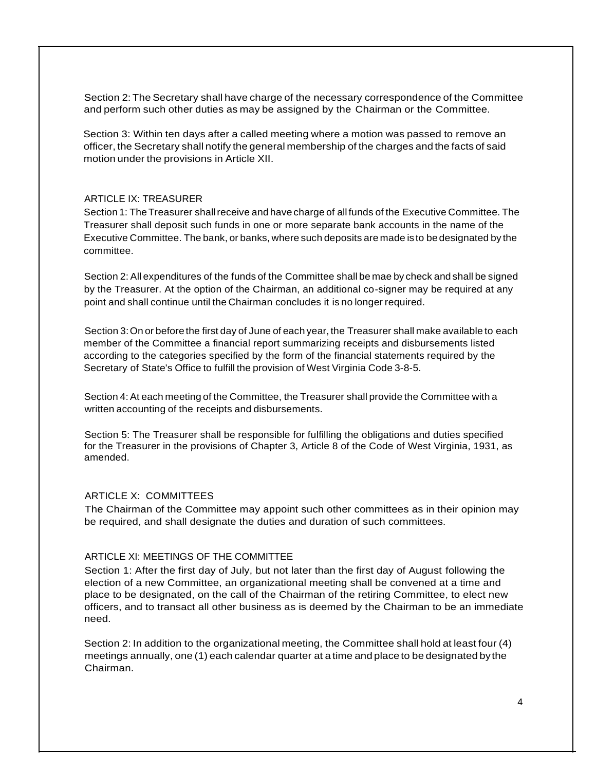Section 2: The Secretary shall have charge of the necessary correspondence of the Committee and perform such other duties as may be assigned by the Chairman or the Committee.

Section 3: Within ten days after a called meeting where a motion was passed to remove an officer, the Secretary shall notify the general membership of the charges and the facts of said motion under the provisions in Article XII.

## ARTICLE IX: TREASURER

Section 1: The Treasurer shall receive and have charge of all funds of the Executive Committee. The Treasurer shall deposit such funds in one or more separate bank accounts in the name of the Executive Committee. The bank, or banks, where such deposits are made is to be designated by the committee.

Section 2: All expenditures of the funds of the Committee shall be mae by check and shall be signed by the Treasurer. At the option of the Chairman, an additional co-signer may be required at any point and shall continue until the Chairman concludes it is no longer required.

Section 3: On or before the first day of June of each year, the Treasurer shall make available to each member of the Committee a financial report summarizing receipts and disbursements listed according to the categories specified by the form of the financial statements required by the Secretary of State's Office to fulfill the provision of West Virginia Code 3-8-5.

Section 4: At each meeting of the Committee, the Treasurer shall provide the Committee with a written accounting of the receipts and disbursements.

Section 5: The Treasurer shall be responsible for fulfilling the obligations and duties specified for the Treasurer in the provisions of Chapter 3, Article 8 of the Code of West Virginia, 1931, as amended.

## ARTICLE X: COMMITTEES

The Chairman of the Committee may appoint such other committees as in their opinion may be required, and shall designate the duties and duration of such committees.

## ARTICLE XI: MEETINGS OF THE COMMITTEE

Section 1: After the first day of July, but not later than the first day of August following the election of a new Committee, an organizational meeting shall be convened at a time and place to be designated, on the call of the Chairman of the retiring Committee, to elect new officers, and to transact all other business as is deemed by the Chairman to be an immediate need.

Section 2: In addition to the organizational meeting, the Committee shall hold at least four (4) meetings annually, one (1) each calendar quarter at a time and place to be designated by the Chairman.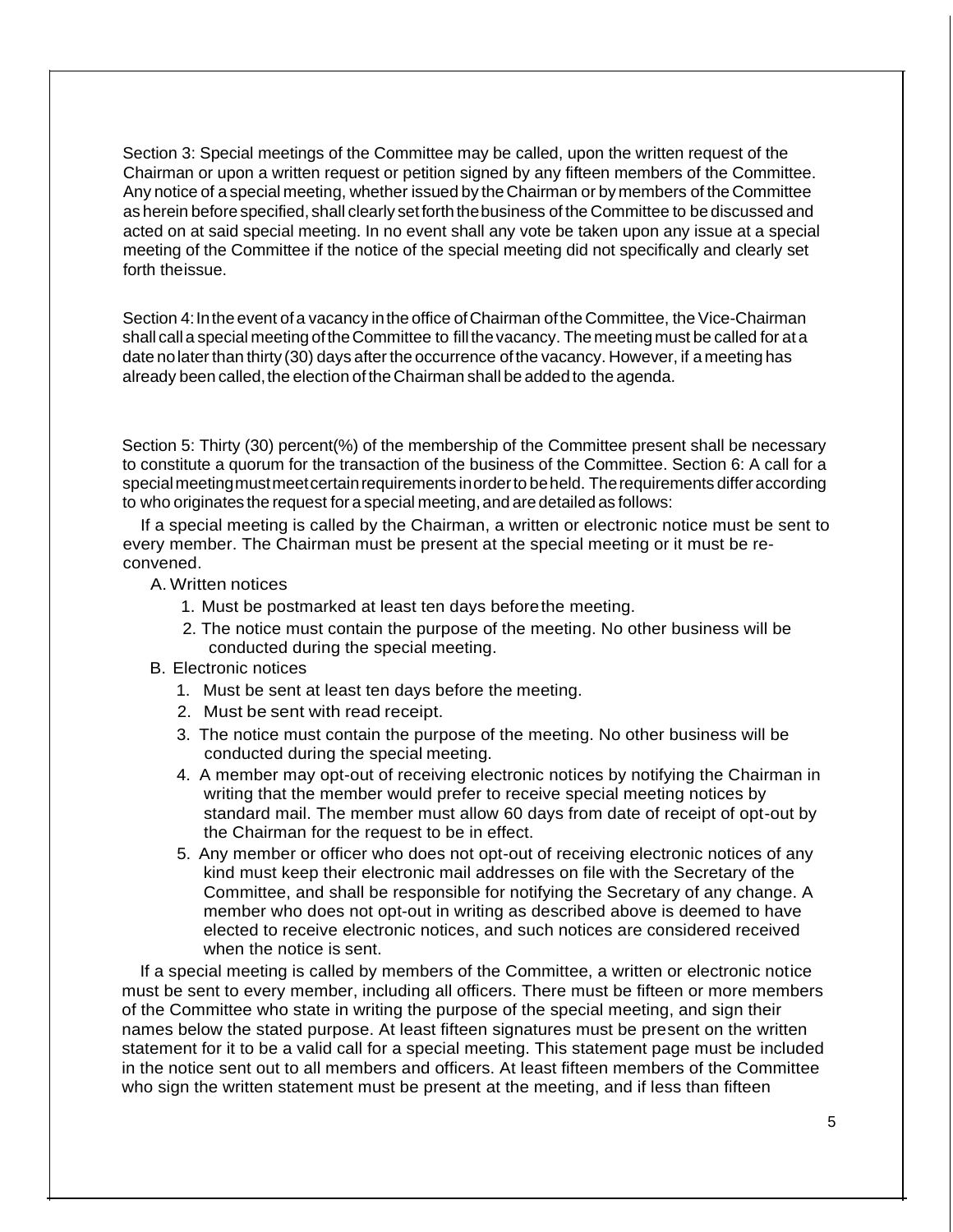Section 3: Special meetings of the Committee may be called, upon the written request of the Chairman or upon a written request or petition signed by any fifteen members of the Committee. Any notice of a special meeting, whether issued by the Chairman or by members of the Committee as herein before specified, shall clearly set forth the business of the Committee to be discussed and acted on at said special meeting. In no event shall any vote be taken upon any issue at a special meeting of the Committee if the notice of the special meeting did not specifically and clearly set forth the issue.

Section 4: In the event of a vacancy in the office of Chairman of the Committee, the Vice-Chairman shall call a special meeting of the Committee to fill the vacancy. The meeting must be called for at a date no later than thirty (30) days after the occurrence of the vacancy. However, if a meeting has already been called, the election of the Chairman shall be added to the agenda.

Section 5: Thirty (30) percent(%) of the membership of the Committee present shall be necessary to constitute a quorum for the transaction of the business of the Committee. Section 6: A call for a special meeting must meet certain requirements in order to be held. The requirements differ according to who originates the request for a special meeting, and are detailed as follows:

If a special meeting is called by the Chairman, a written or electronic notice must be sent to every member. The Chairman must be present at the special meeting or it must be re-convened.

A. Written notices
   1. Must be postmarked at least ten days before the meeting.
   2. The notice must contain the purpose of the meeting. No other business will be conducted during the special meeting.

B. Electronic notices
   1. Must be sent at least ten days before the meeting.
   2. Must be sent with read receipt.
   3. The notice must contain the purpose of the meeting. No other business will be conducted during the special meeting.
   4. A member may opt-out of receiving electronic notices by notifying the Chairman in writing that the member would prefer to receive special meeting notices by standard mail. The member must allow 60 days from date of receipt of opt-out by the Chairman for the request to be in effect.
   5. Any member or officer who does not opt-out of receiving electronic notices of any kind must keep their electronic mail addresses on file with the Secretary of the Committee, and shall be responsible for notifying the Secretary of any change. A member who does not opt-out in writing as described above is deemed to have elected to receive electronic notices, and such notices are considered received when the notice is sent.

If a special meeting is called by members of the Committee, a written or electronic notice must be sent to every member, including all officers. There must be fifteen or more members of the Committee who state in writing the purpose of the special meeting, and sign their names below the stated purpose. At least fifteen signatures must be present on the written statement for it to be a valid call for a special meeting. This statement page must be included in the notice sent out to all members and officers. At least fifteen members of the Committee who sign the written statement must be present at the meeting, and if less than fifteen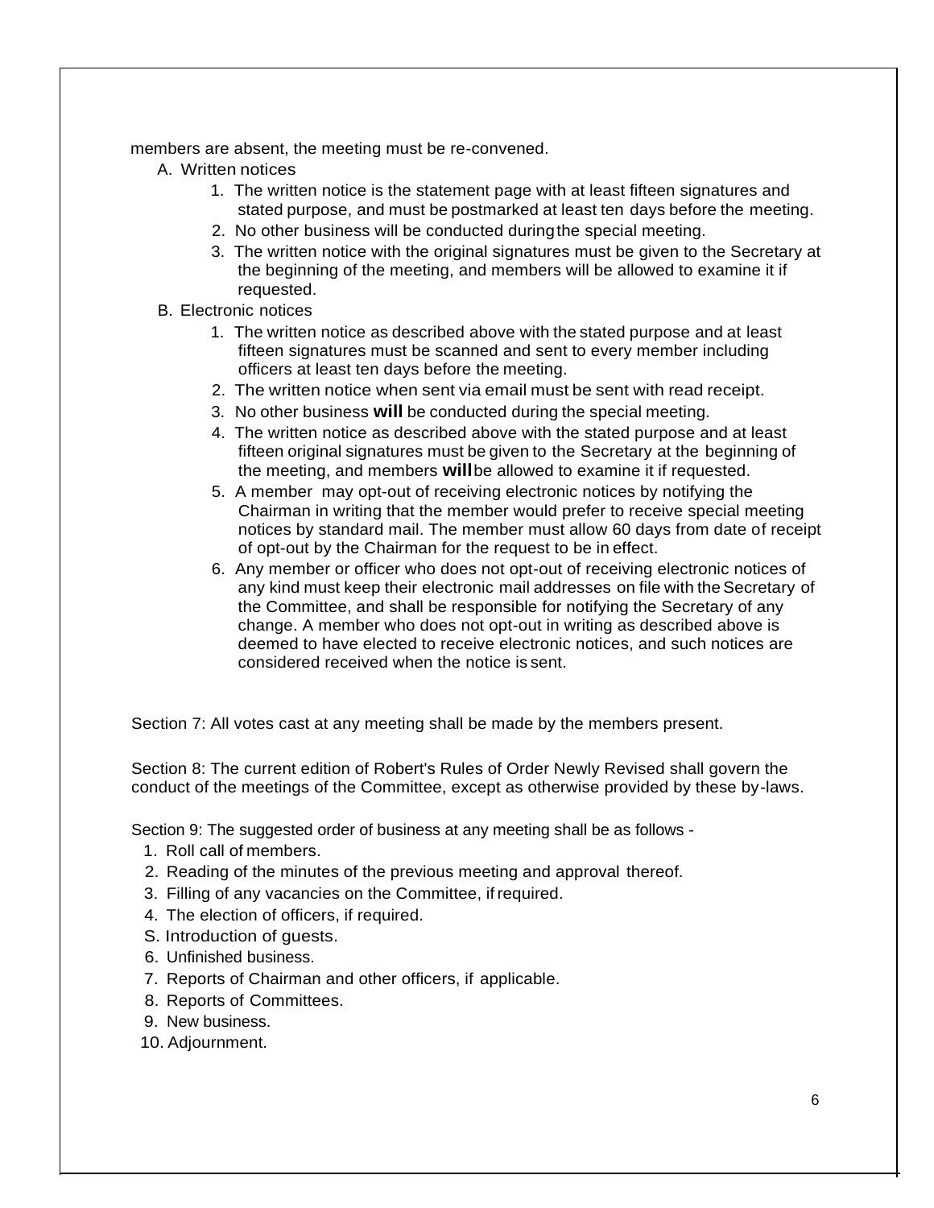members are absent, the meeting must be re-convened.

A. Written notices

1. The written notice is the statement page with at least fifteen signatures and stated purpose, and must be postmarked at least ten days before the meeting.
2. No other business will be conducted during the special meeting.
3. The written notice with the original signatures must be given to the Secretary at the beginning of the meeting, and members will be allowed to examine it if requested.

B. Electronic notices

1. The written notice as described above with the stated purpose and at least fifteen signatures must be scanned and sent to every member including officers at least ten days before the meeting.
2. The written notice when sent via email must be sent with read receipt.
3. No other business **will** be conducted during the special meeting.
4. The written notice as described above with the stated purpose and at least fifteen original signatures must be given to the Secretary at the beginning of the meeting, and members **will** be allowed to examine it if requested.
5. A member may opt-out of receiving electronic notices by notifying the Chairman in writing that the member would prefer to receive special meeting notices by standard mail. The member must allow 60 days from date of receipt of opt-out by the Chairman for the request to be in effect.
6. Any member or officer who does not opt-out of receiving electronic notices of any kind must keep their electronic mail addresses on file with the Secretary of the Committee, and shall be responsible for notifying the Secretary of any change. A member who does not opt-out in writing as described above is deemed to have elected to receive electronic notices, and such notices are considered received when the notice is sent.

Section 7: All votes cast at any meeting shall be made by the members present.

Section 8: The current edition of Robert's Rules of Order Newly Revised shall govern the conduct of the meetings of the Committee, except as otherwise provided by these by-laws.

Section 9: The suggested order of business at any meeting shall be as follows -

1. Roll call of members.
2. Reading of the minutes of the previous meeting and approval thereof.
3. Filling of any vacancies on the Committee, if required.
4. The election of officers, if required.
5. Introduction of guests.
6. Unfinished business.
7. Reports of Chairman and other officers, if applicable.
8. Reports of Committees.
9. New business.
10. Adjournment.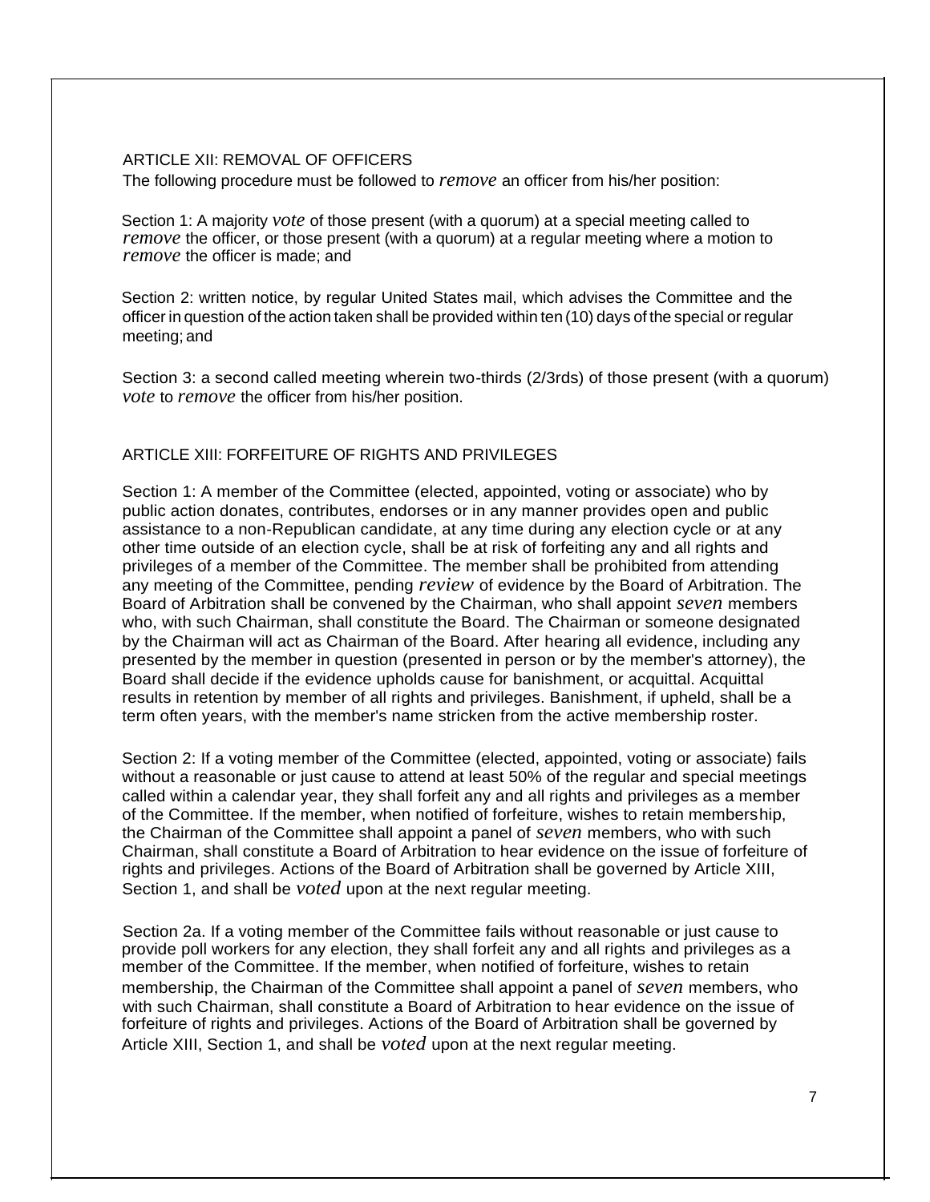## ARTICLE XII: REMOVAL OF OFFICERS

The following procedure must be followed to *remove* an officer from his/her position:

Section 1: A majority *vote* of those present (with a quorum) at a special meeting called to *remove* the officer, or those present (with a quorum) at a regular meeting where a motion to *remove* the officer is made; and

Section 2: written notice, by regular United States mail, which advises the Committee and the officer in question of the action taken shall be provided within ten (10) days of the special or regular meeting; and

Section 3: a second called meeting wherein two-thirds (2/3rds) of those present (with a quorum) *vote* to *remove* the officer from his/her position.

## ARTICLE XIII: FORFEITURE OF RIGHTS AND PRIVILEGES

Section 1: A member of the Committee (elected, appointed, voting or associate) who by public action donates, contributes, endorses or in any manner provides open and public assistance to a non-Republican candidate, at any time during any election cycle or at any other time outside of an election cycle, shall be at risk of forfeiting any and all rights and privileges of a member of the Committee. The member shall be prohibited from attending any meeting of the Committee, pending *review* of evidence by the Board of Arbitration. The Board of Arbitration shall be convened by the Chairman, who shall appoint *seven* members who, with such Chairman, shall constitute the Board. The Chairman or someone designated by the Chairman will act as Chairman of the Board. After hearing all evidence, including any presented by the member in question (presented in person or by the member's attorney), the Board shall decide if the evidence upholds cause for banishment, or acquittal. Acquittal results in retention by member of all rights and privileges. Banishment, if upheld, shall be a term often years, with the member's name stricken from the active membership roster.

Section 2: If a voting member of the Committee (elected, appointed, voting or associate) fails without a reasonable or just cause to attend at least 50% of the regular and special meetings called within a calendar year, they shall forfeit any and all rights and privileges as a member of the Committee. If the member, when notified of forfeiture, wishes to retain membership, the Chairman of the Committee shall appoint a panel of *seven* members, who with such Chairman, shall constitute a Board of Arbitration to hear evidence on the issue of forfeiture of rights and privileges. Actions of the Board of Arbitration shall be governed by Article XIII, Section 1, and shall be *voted* upon at the next regular meeting.

Section 2a. If a voting member of the Committee fails without reasonable or just cause to provide poll workers for any election, they shall forfeit any and all rights and privileges as a member of the Committee. If the member, when notified of forfeiture, wishes to retain membership, the Chairman of the Committee shall appoint a panel of *seven* members, who with such Chairman, shall constitute a Board of Arbitration to hear evidence on the issue of forfeiture of rights and privileges. Actions of the Board of Arbitration shall be governed by Article XIII, Section 1, and shall be *voted* upon at the next regular meeting.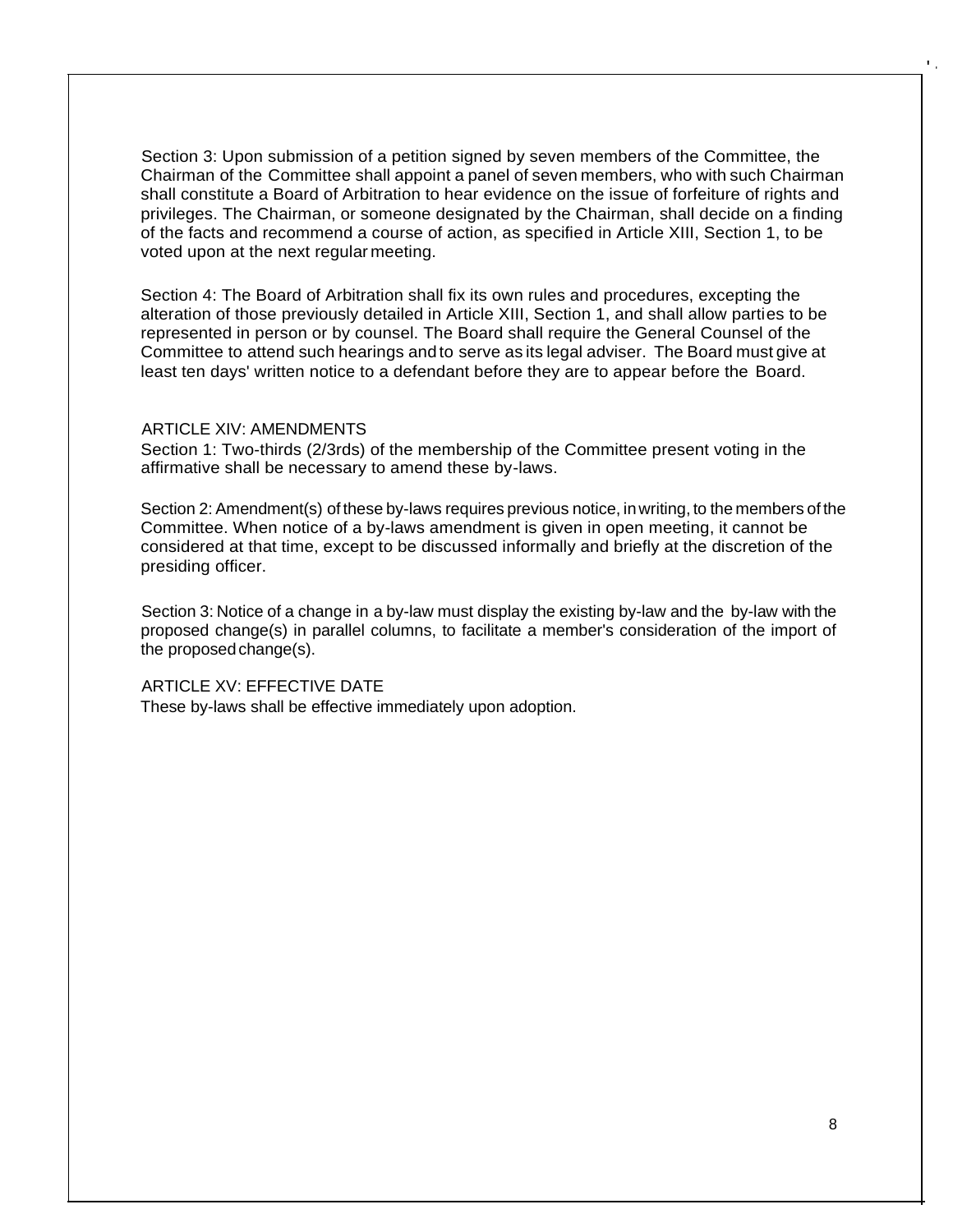Section 3: Upon submission of a petition signed by seven members of the Committee, the Chairman of the Committee shall appoint a panel of seven members, who with such Chairman shall constitute a Board of Arbitration to hear evidence on the issue of forfeiture of rights and privileges. The Chairman, or someone designated by the Chairman, shall decide on a finding of the facts and recommend a course of action, as specified in Article XIII, Section 1, to be voted upon at the next regular meeting.

Section 4: The Board of Arbitration shall fix its own rules and procedures, excepting the alteration of those previously detailed in Article XIII, Section 1, and shall allow parties to be represented in person or by counsel. The Board shall require the General Counsel of the Committee to attend such hearings and to serve as its legal adviser. The Board must give at least ten days' written notice to a defendant before they are to appear before the Board.

## ARTICLE XIV: AMENDMENTS

Section 1: Two-thirds (2/3rds) of the membership of the Committee present voting in the affirmative shall be necessary to amend these by-laws.

Section 2: Amendment(s) of these by-laws requires previous notice, in writing, to the members of the Committee. When notice of a by-laws amendment is given in open meeting, it cannot be considered at that time, except to be discussed informally and briefly at the discretion of the presiding officer.

Section 3: Notice of a change in a by-law must display the existing by-law and the by-law with the proposed change(s) in parallel columns, to facilitate a member's consideration of the import of the proposed change(s).

## ARTICLE XV: EFFECTIVE DATE

These by-laws shall be effective immediately upon adoption.